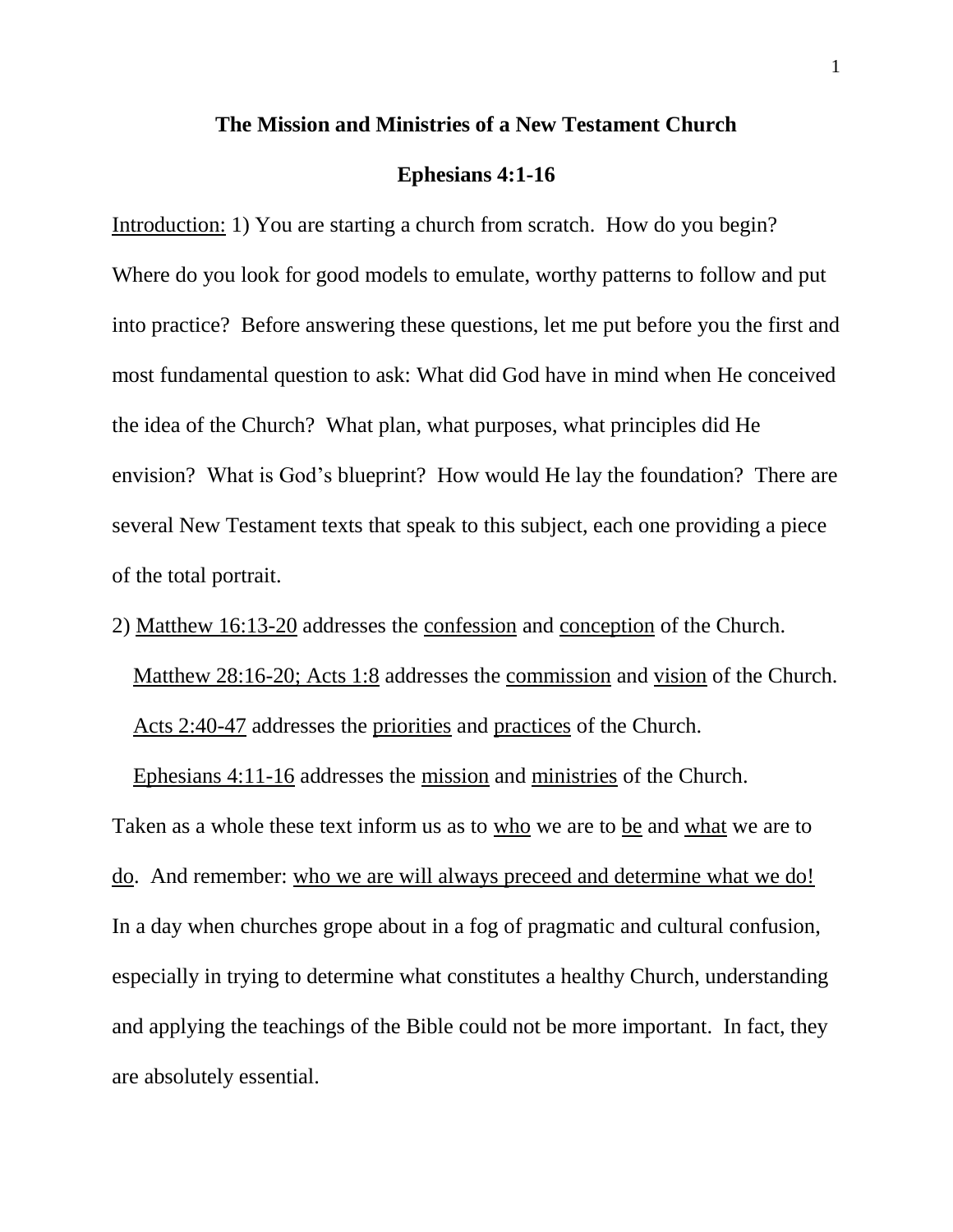# The Mission and Ministries of a New Testament Church

## Ephesians 4:1-16

<u>Introduction:</u> 1) You are starting a church from scratch. How do you begin? Where do you look for good models to emulate, worthy patterns to follow and put into practice? Before answering these questions, let me put before you the first and most fundamental question to ask: What did God have in mind when He conceived the idea of the Church? What plan, what purposes, what principles did He envision? What is God's blueprint? How would He lay the foundation? There are several New Testament texts that speak to this subject, each one providing a piece of the total portrait.

2) <u>Matthew 16:13-20</u> addresses the <u>confession</u> and <u>conception</u> of the Church.
<u>Matthew 28:16-20; Acts 1:8</u> addresses the <u>commission</u> and <u>vision</u> of the Church.
<u>Acts 2:40-47</u> addresses the <u>priorities</u> and <u>practices</u> of the Church.
<u>Ephesians 4:11-16</u> addresses the <u>mission</u> and <u>ministries</u> of the Church.

Taken as a whole these text inform us as to <u>who</u> we are to <u>be</u> and <u>what</u> we are to <u>do</u>. And remember: <u>who we are will always preceed and determine what we do!</u> In a day when churches grope about in a fog of pragmatic and cultural confusion, especially in trying to determine what constitutes a healthy Church, understanding and applying the teachings of the Bible could not be more important. In fact, they are absolutely essential.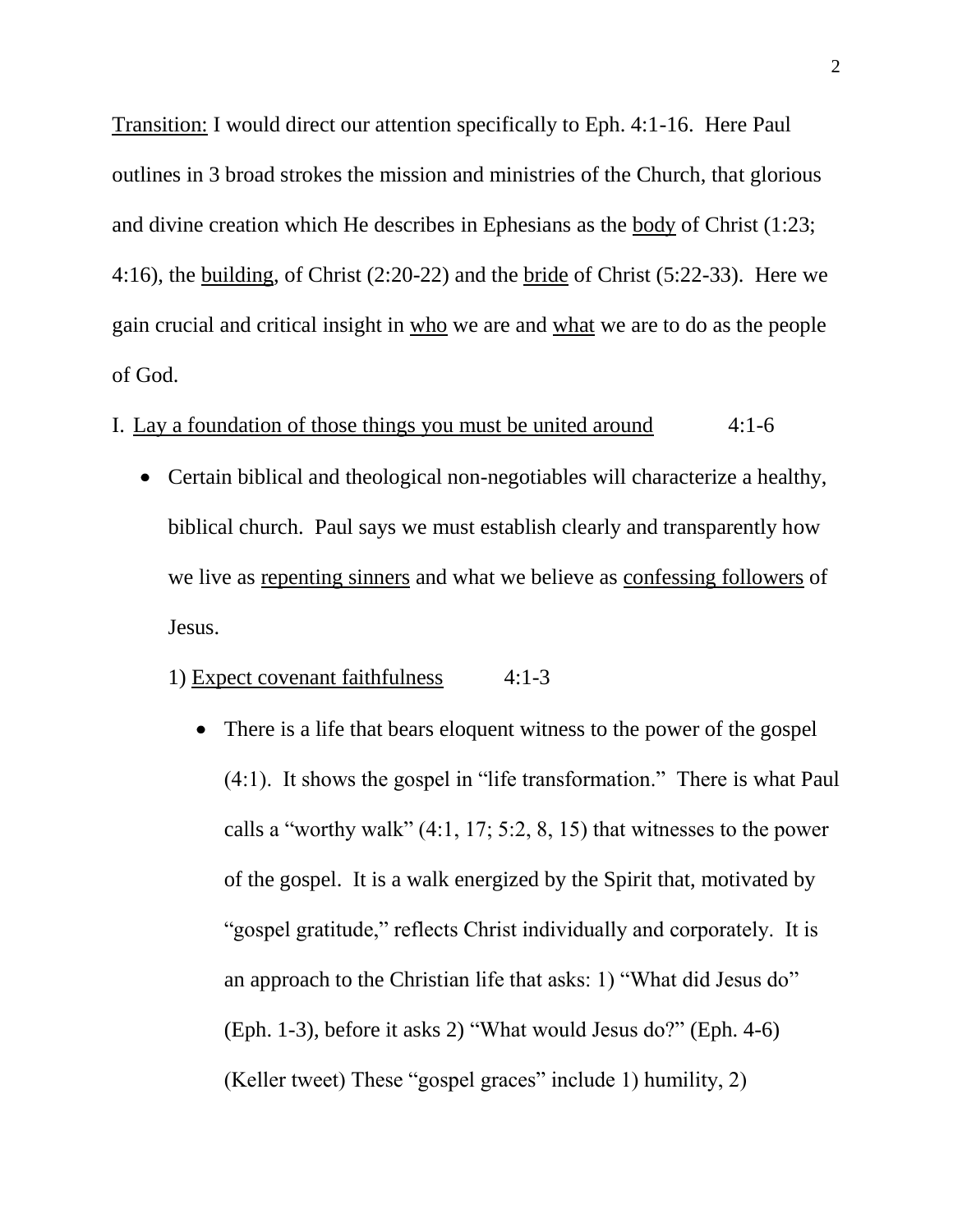<u>Transition:</u> I would direct our attention specifically to Eph. 4:1-16. Here Paul outlines in 3 broad strokes the mission and ministries of the Church, that glorious and divine creation which He describes in Ephesians as the <u>body</u> of Christ (1:23; 4:16), the <u>building</u>, of Christ (2:20-22) and the <u>bride</u> of Christ (5:22-33). Here we gain crucial and critical insight in <u>who</u> we are and <u>what</u> we are to do as the people of God.

I. <u>Lay a foundation of those things you must be united around</u> 4:1-6

- Certain biblical and theological non-negotiables will characterize a healthy, biblical church. Paul says we must establish clearly and transparently how we live as <u>repenting sinners</u> and what we believe as <u>confessing followers</u> of Jesus.

  1) <u>Expect covenant faithfulness</u> 4:1-3

  - There is a life that bears eloquent witness to the power of the gospel (4:1). It shows the gospel in "life transformation." There is what Paul calls a "worthy walk" (4:1, 17; 5:2, 8, 15) that witnesses to the power of the gospel. It is a walk energized by the Spirit that, motivated by "gospel gratitude," reflects Christ individually and corporately. It is an approach to the Christian life that asks: 1) "What did Jesus do" (Eph. 1-3), before it asks 2) "What would Jesus do?" (Eph. 4-6) (Keller tweet) These "gospel graces" include 1) humility, 2)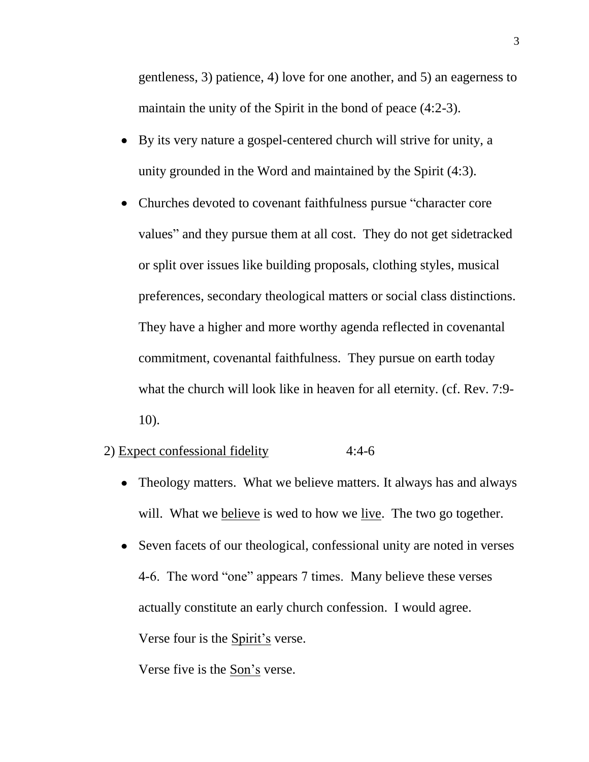gentleness, 3) patience, 4) love for one another, and 5) an eagerness to maintain the unity of the Spirit in the bond of peace (4:2-3).

- By its very nature a gospel-centered church will strive for unity, a unity grounded in the Word and maintained by the Spirit (4:3).
- Churches devoted to covenant faithfulness pursue "character core values" and they pursue them at all cost. They do not get sidetracked or split over issues like building proposals, clothing styles, musical preferences, secondary theological matters or social class distinctions. They have a higher and more worthy agenda reflected in covenantal commitment, covenantal faithfulness. They pursue on earth today what the church will look like in heaven for all eternity. (cf. Rev. 7:9-10).

2) <u>Expect confessional fidelity</u> 4:4-6

- Theology matters. What we believe matters. It always has and always will. What we <u>believe</u> is wed to how we <u>live</u>. The two go together.
- Seven facets of our theological, confessional unity are noted in verses 4-6. The word "one" appears 7 times. Many believe these verses actually constitute an early church confession. I would agree.

  Verse four is the <u>Spirit's</u> verse.

  Verse five is the <u>Son's</u> verse.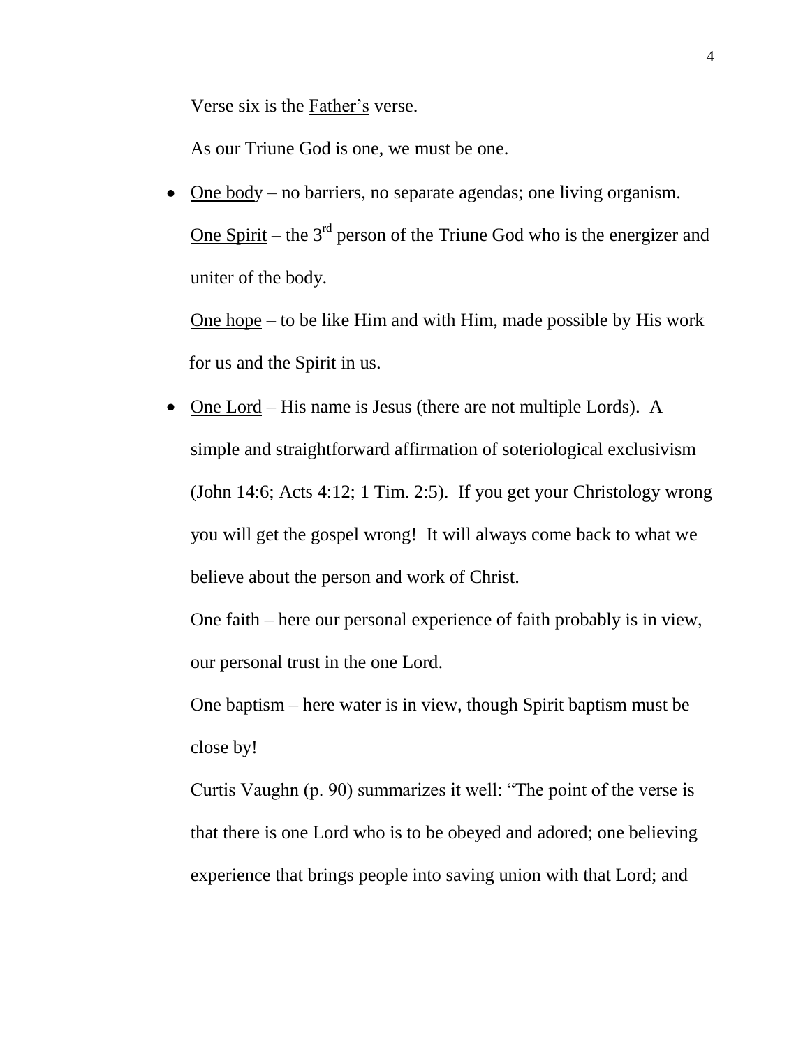Verse six is the <u>Father's</u> verse.

As our Triune God is one, we must be one.

- <u>One body</u> – no barriers, no separate agendas; one living organism.

  <u>One Spirit</u> – the 3rd person of the Triune God who is the energizer and uniter of the body.

  <u>One hope</u> – to be like Him and with Him, made possible by His work for us and the Spirit in us.

- <u>One Lord</u> – His name is Jesus (there are not multiple Lords). A simple and straightforward affirmation of soteriological exclusivism (John 14:6; Acts 4:12; 1 Tim. 2:5). If you get your Christology wrong you will get the gospel wrong! It will always come back to what we believe about the person and work of Christ.

  <u>One faith</u> – here our personal experience of faith probably is in view, our personal trust in the one Lord.

  <u>One baptism</u> – here water is in view, though Spirit baptism must be close by!

  Curtis Vaughn (p. 90) summarizes it well: "The point of the verse is that there is one Lord who is to be obeyed and adored; one believing experience that brings people into saving union with that Lord; and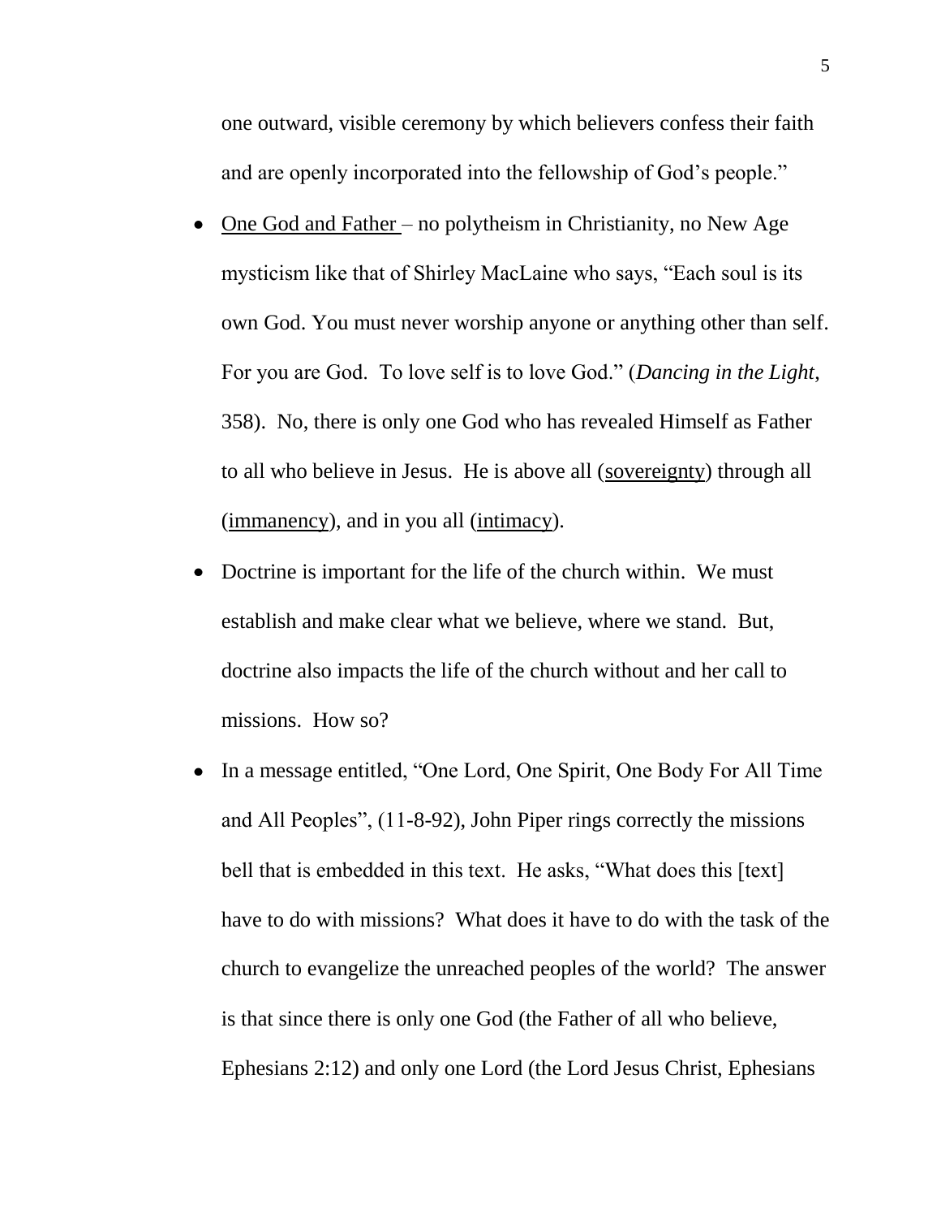one outward, visible ceremony by which believers confess their faith and are openly incorporated into the fellowship of God's people."

- <u>One God and Father</u> – no polytheism in Christianity, no New Age mysticism like that of Shirley MacLaine who says, "Each soul is its own God. You must never worship anyone or anything other than self. For you are God. To love self is to love God." (*Dancing in the Light*, 358). No, there is only one God who has revealed Himself as Father to all who believe in Jesus. He is above all (<u>sovereignty</u>) through all (<u>immanency</u>), and in you all (<u>intimacy</u>).
- Doctrine is important for the life of the church within. We must establish and make clear what we believe, where we stand. But, doctrine also impacts the life of the church without and her call to missions. How so?
- In a message entitled, "One Lord, One Spirit, One Body For All Time and All Peoples", (11-8-92), John Piper rings correctly the missions bell that is embedded in this text. He asks, "What does this [text] have to do with missions? What does it have to do with the task of the church to evangelize the unreached peoples of the world? The answer is that since there is only one God (the Father of all who believe, Ephesians 2:12) and only one Lord (the Lord Jesus Christ, Ephesians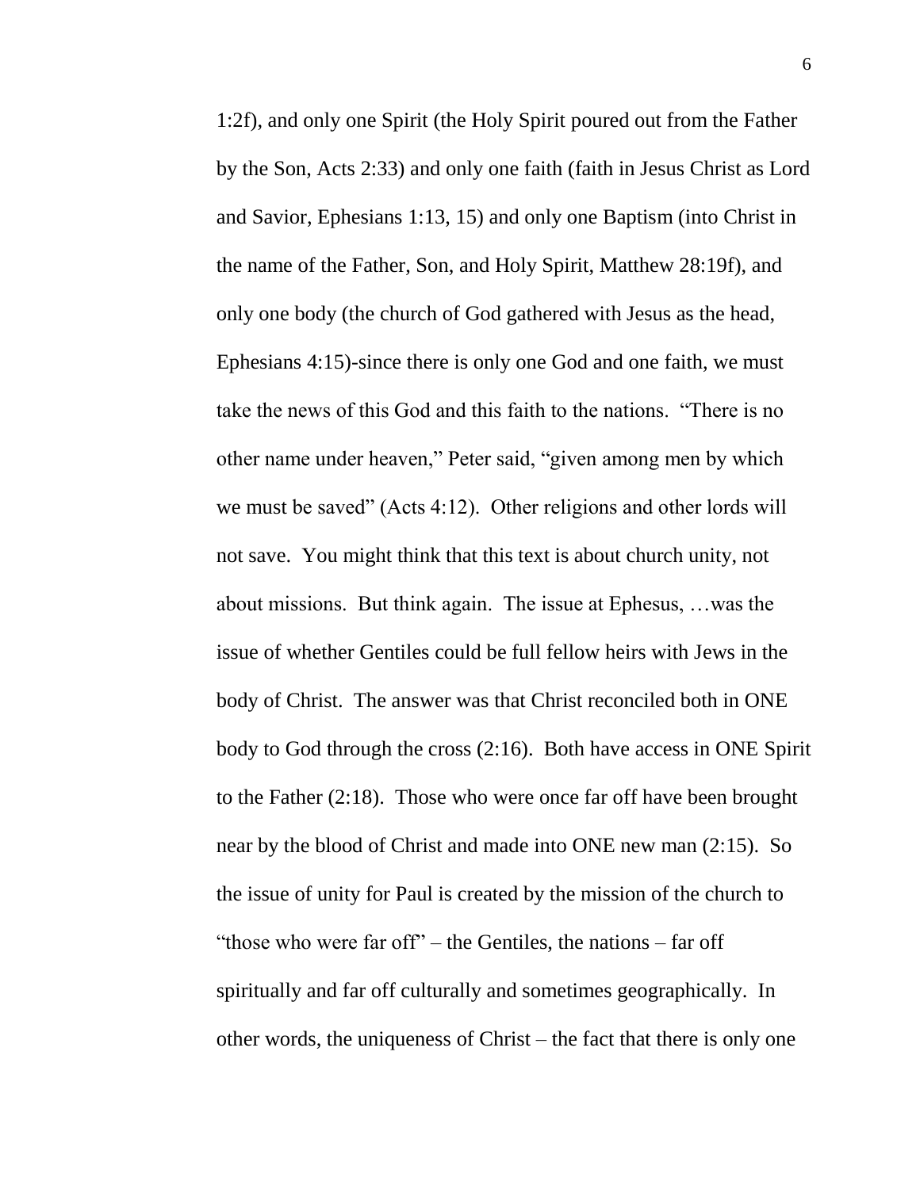1:2f), and only one Spirit (the Holy Spirit poured out from the Father by the Son, Acts 2:33) and only one faith (faith in Jesus Christ as Lord and Savior, Ephesians 1:13, 15) and only one Baptism (into Christ in the name of the Father, Son, and Holy Spirit, Matthew 28:19f), and only one body (the church of God gathered with Jesus as the head, Ephesians 4:15)-since there is only one God and one faith, we must take the news of this God and this faith to the nations. "There is no other name under heaven," Peter said, "given among men by which we must be saved" (Acts 4:12). Other religions and other lords will not save. You might think that this text is about church unity, not about missions. But think again. The issue at Ephesus, …was the issue of whether Gentiles could be full fellow heirs with Jews in the body of Christ. The answer was that Christ reconciled both in ONE body to God through the cross (2:16). Both have access in ONE Spirit to the Father (2:18). Those who were once far off have been brought near by the blood of Christ and made into ONE new man (2:15). So the issue of unity for Paul is created by the mission of the church to "those who were far off" – the Gentiles, the nations – far off spiritually and far off culturally and sometimes geographically. In other words, the uniqueness of Christ – the fact that there is only one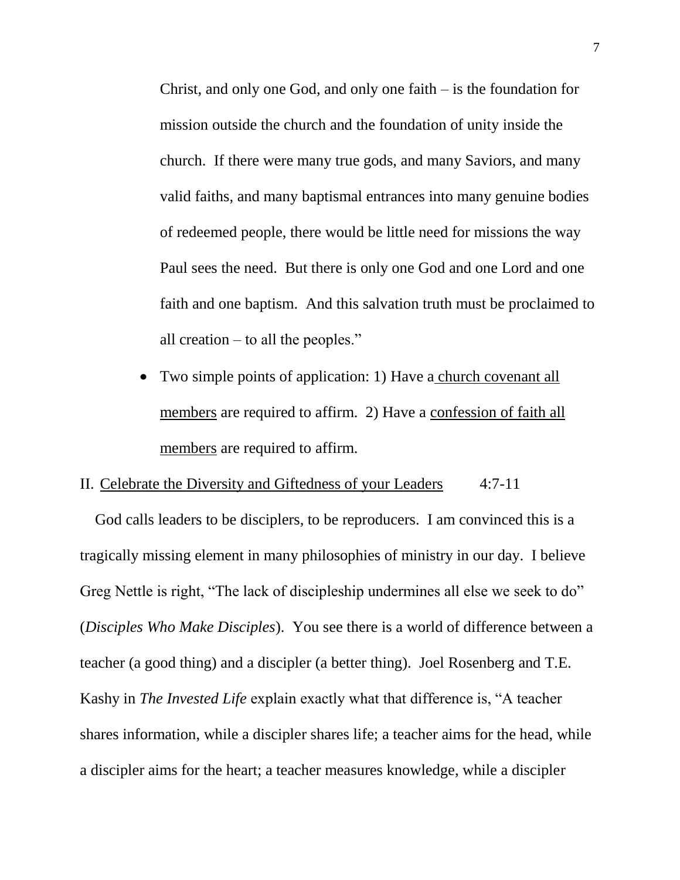Christ, and only one God, and only one faith – is the foundation for mission outside the church and the foundation of unity inside the church. If there were many true gods, and many Saviors, and many valid faiths, and many baptismal entrances into many genuine bodies of redeemed people, there would be little need for missions the way Paul sees the need. But there is only one God and one Lord and one faith and one baptism. And this salvation truth must be proclaimed to all creation – to all the peoples."

- Two simple points of application: 1) Have a church covenant all members are required to affirm. 2) Have a confession of faith all members are required to affirm.

II. Celebrate the Diversity and Giftedness of your Leaders 4:7-11

God calls leaders to be disciplers, to be reproducers. I am convinced this is a tragically missing element in many philosophies of ministry in our day. I believe Greg Nettle is right, "The lack of discipleship undermines all else we seek to do" (*Disciples Who Make Disciples*). You see there is a world of difference between a teacher (a good thing) and a discipler (a better thing). Joel Rosenberg and T.E. Kashy in *The Invested Life* explain exactly what that difference is, "A teacher shares information, while a discipler shares life; a teacher aims for the head, while a discipler aims for the heart; a teacher measures knowledge, while a discipler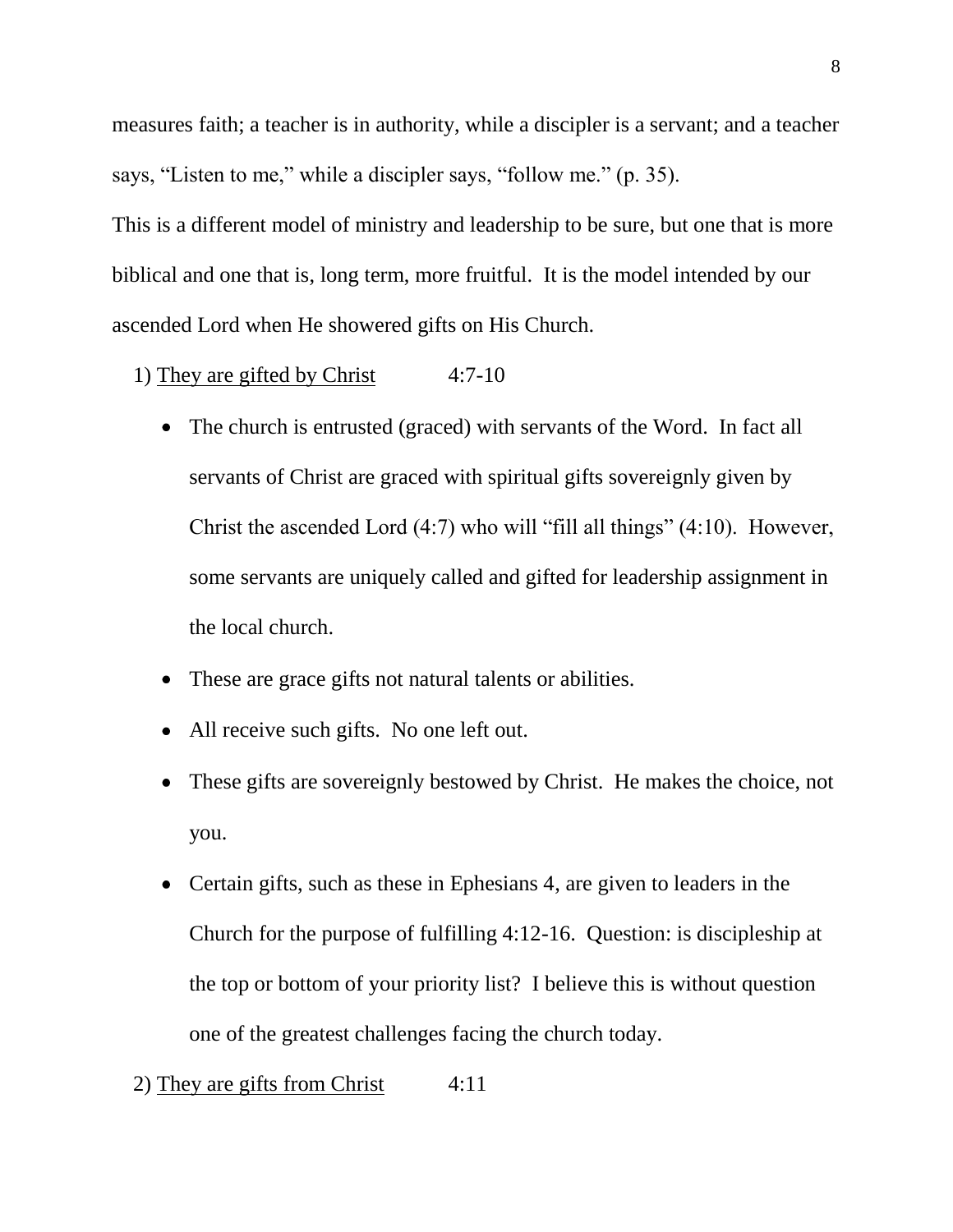measures faith; a teacher is in authority, while a discipler is a servant; and a teacher says, "Listen to me," while a discipler says, "follow me." (p. 35).

This is a different model of ministry and leadership to be sure, but one that is more biblical and one that is, long term, more fruitful. It is the model intended by our ascended Lord when He showered gifts on His Church.

1) <u>They are gifted by Christ</u> 4:7-10

- The church is entrusted (graced) with servants of the Word. In fact all servants of Christ are graced with spiritual gifts sovereignly given by Christ the ascended Lord (4:7) who will "fill all things" (4:10). However, some servants are uniquely called and gifted for leadership assignment in the local church.
- These are grace gifts not natural talents or abilities.
- All receive such gifts. No one left out.
- These gifts are sovereignly bestowed by Christ. He makes the choice, not you.
- Certain gifts, such as these in Ephesians 4, are given to leaders in the Church for the purpose of fulfilling 4:12-16. Question: is discipleship at the top or bottom of your priority list? I believe this is without question one of the greatest challenges facing the church today.

2) <u>They are gifts from Christ</u> 4:11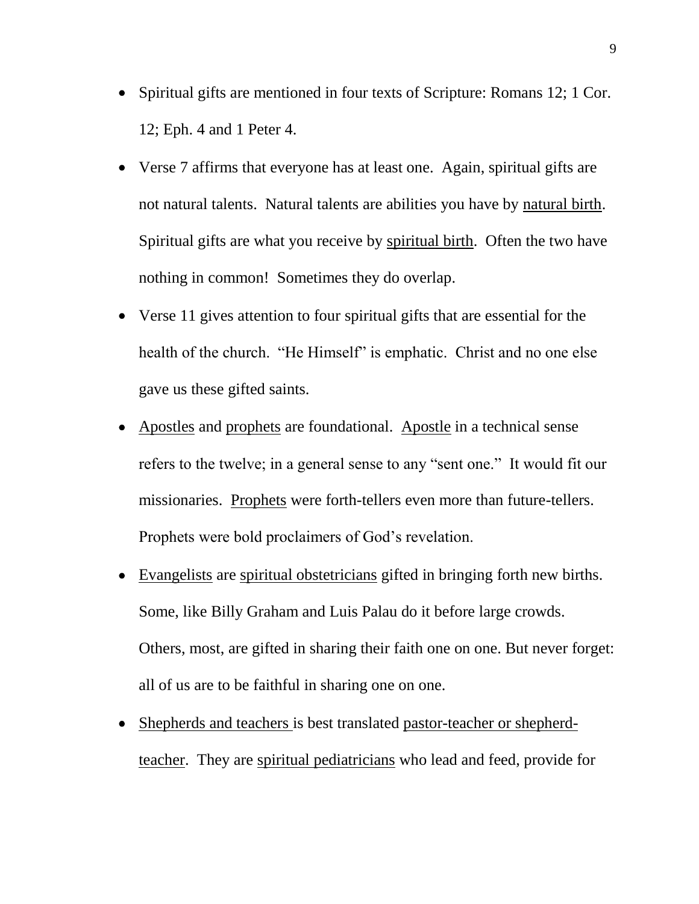- Spiritual gifts are mentioned in four texts of Scripture: Romans 12; 1 Cor. 12; Eph. 4 and 1 Peter 4.
- Verse 7 affirms that everyone has at least one. Again, spiritual gifts are not natural talents. Natural talents are abilities you have by <u>natural birth</u>. Spiritual gifts are what you receive by <u>spiritual birth</u>. Often the two have nothing in common! Sometimes they do overlap.
- Verse 11 gives attention to four spiritual gifts that are essential for the health of the church. "He Himself" is emphatic. Christ and no one else gave us these gifted saints.
- <u>Apostles</u> and <u>prophets</u> are foundational. <u>Apostle</u> in a technical sense refers to the twelve; in a general sense to any "sent one." It would fit our missionaries. <u>Prophets</u> were forth-tellers even more than future-tellers. Prophets were bold proclaimers of God's revelation.
- <u>Evangelists</u> are <u>spiritual obstetricians</u> gifted in bringing forth new births. Some, like Billy Graham and Luis Palau do it before large crowds. Others, most, are gifted in sharing their faith one on one. But never forget: all of us are to be faithful in sharing one on one.
- <u>Shepherds and teachers</u> is best translated <u>pastor-teacher or shepherd-teacher</u>. They are <u>spiritual pediatricians</u> who lead and feed, provide for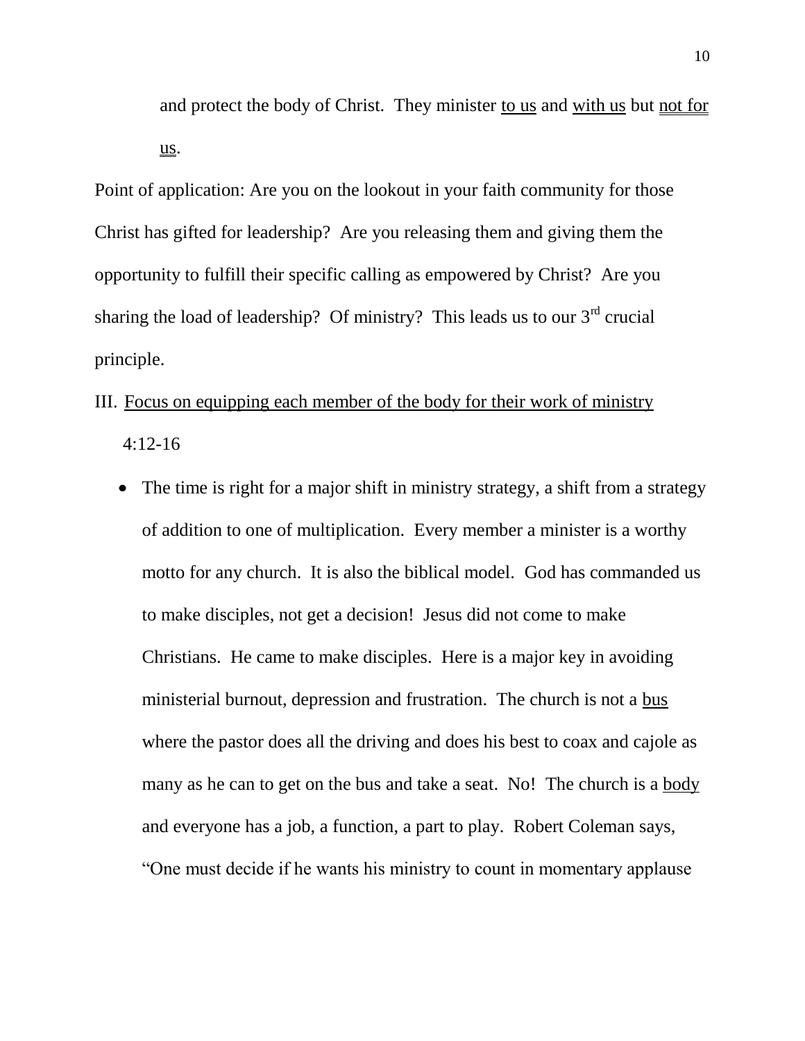and protect the body of Christ. They minister <u>to us</u> and <u>with us</u> but <u>not for us</u>.

Point of application: Are you on the lookout in your faith community for those Christ has gifted for leadership? Are you releasing them and giving them the opportunity to fulfill their specific calling as empowered by Christ? Are you sharing the load of leadership? Of ministry? This leads us to our 3rd crucial principle.

III. <u>Focus on equipping each member of the body for their work of ministry</u> 4:12-16

- The time is right for a major shift in ministry strategy, a shift from a strategy of addition to one of multiplication. Every member a minister is a worthy motto for any church. It is also the biblical model. God has commanded us to make disciples, not get a decision! Jesus did not come to make Christians. He came to make disciples. Here is a major key in avoiding ministerial burnout, depression and frustration. The church is not a <u>bus</u> where the pastor does all the driving and does his best to coax and cajole as many as he can to get on the bus and take a seat. No! The church is a <u>body</u> and everyone has a job, a function, a part to play. Robert Coleman says, "One must decide if he wants his ministry to count in momentary applause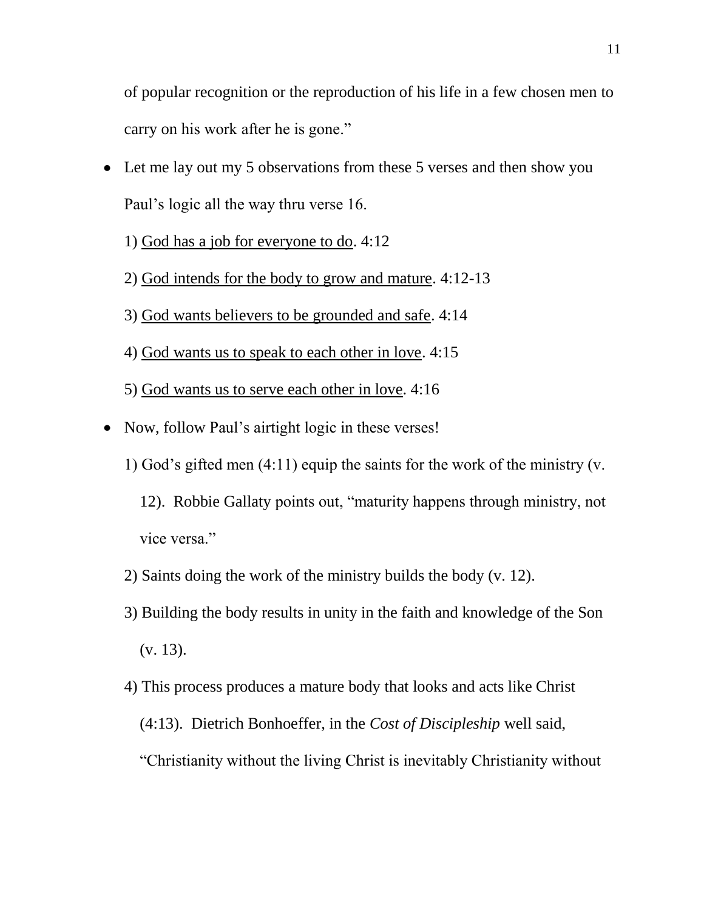of popular recognition or the reproduction of his life in a few chosen men to carry on his work after he is gone."

- Let me lay out my 5 observations from these 5 verses and then show you Paul's logic all the way thru verse 16.

  1) <u>God has a job for everyone to do</u>. 4:12

  2) <u>God intends for the body to grow and mature</u>. 4:12-13

  3) <u>God wants believers to be grounded and safe</u>. 4:14

  4) <u>God wants us to speak to each other in love</u>. 4:15

  5) <u>God wants us to serve each other in love</u>. 4:16

- Now, follow Paul's airtight logic in these verses!

  1) God's gifted men (4:11) equip the saints for the work of the ministry (v. 12). Robbie Gallaty points out, "maturity happens through ministry, not vice versa."

  2) Saints doing the work of the ministry builds the body (v. 12).

  3) Building the body results in unity in the faith and knowledge of the Son (v. 13).

  4) This process produces a mature body that looks and acts like Christ (4:13). Dietrich Bonhoeffer, in the *Cost of Discipleship* well said, "Christianity without the living Christ is inevitably Christianity without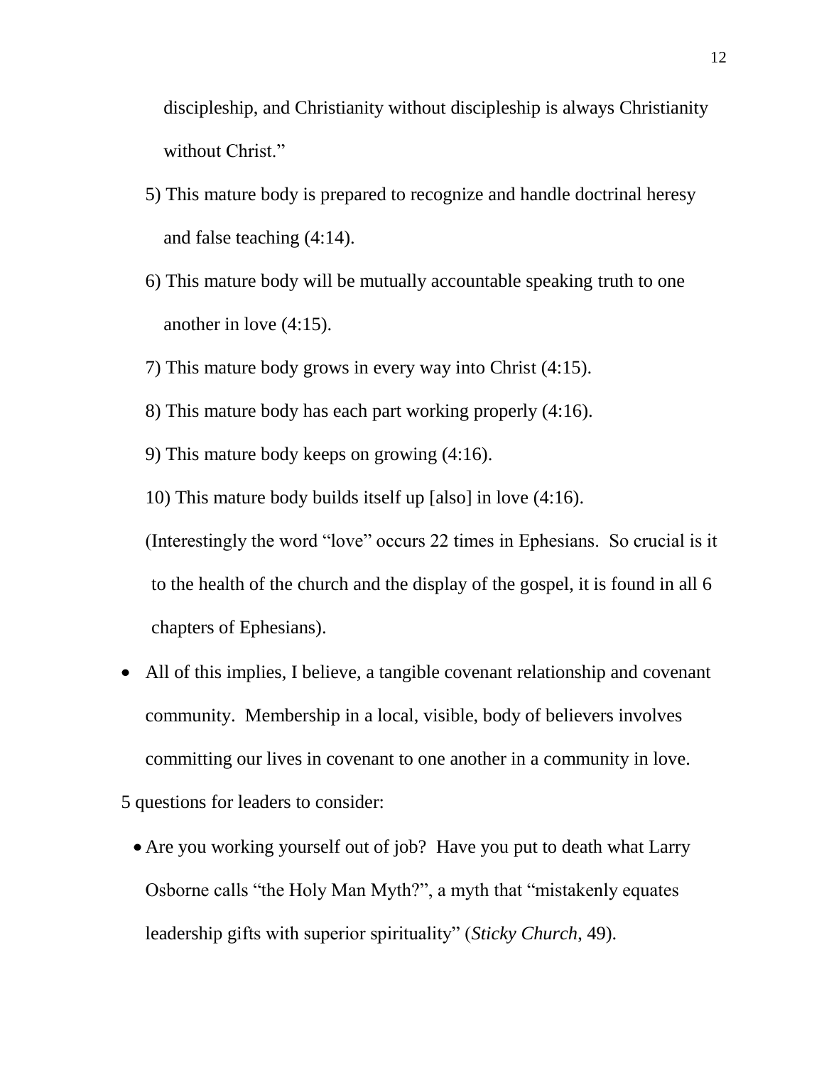discipleship, and Christianity without discipleship is always Christianity without Christ."

5) This mature body is prepared to recognize and handle doctrinal heresy and false teaching (4:14).

6) This mature body will be mutually accountable speaking truth to one another in love (4:15).

7) This mature body grows in every way into Christ (4:15).

8) This mature body has each part working properly (4:16).

9) This mature body keeps on growing (4:16).

10) This mature body builds itself up [also] in love (4:16).

(Interestingly the word "love" occurs 22 times in Ephesians. So crucial is it to the health of the church and the display of the gospel, it is found in all 6 chapters of Ephesians).

- All of this implies, I believe, a tangible covenant relationship and covenant community. Membership in a local, visible, body of believers involves committing our lives in covenant to one another in a community in love.

5 questions for leaders to consider:

- Are you working yourself out of job? Have you put to death what Larry Osborne calls "the Holy Man Myth?", a myth that "mistakenly equates leadership gifts with superior spirituality" (*Sticky Church*, 49).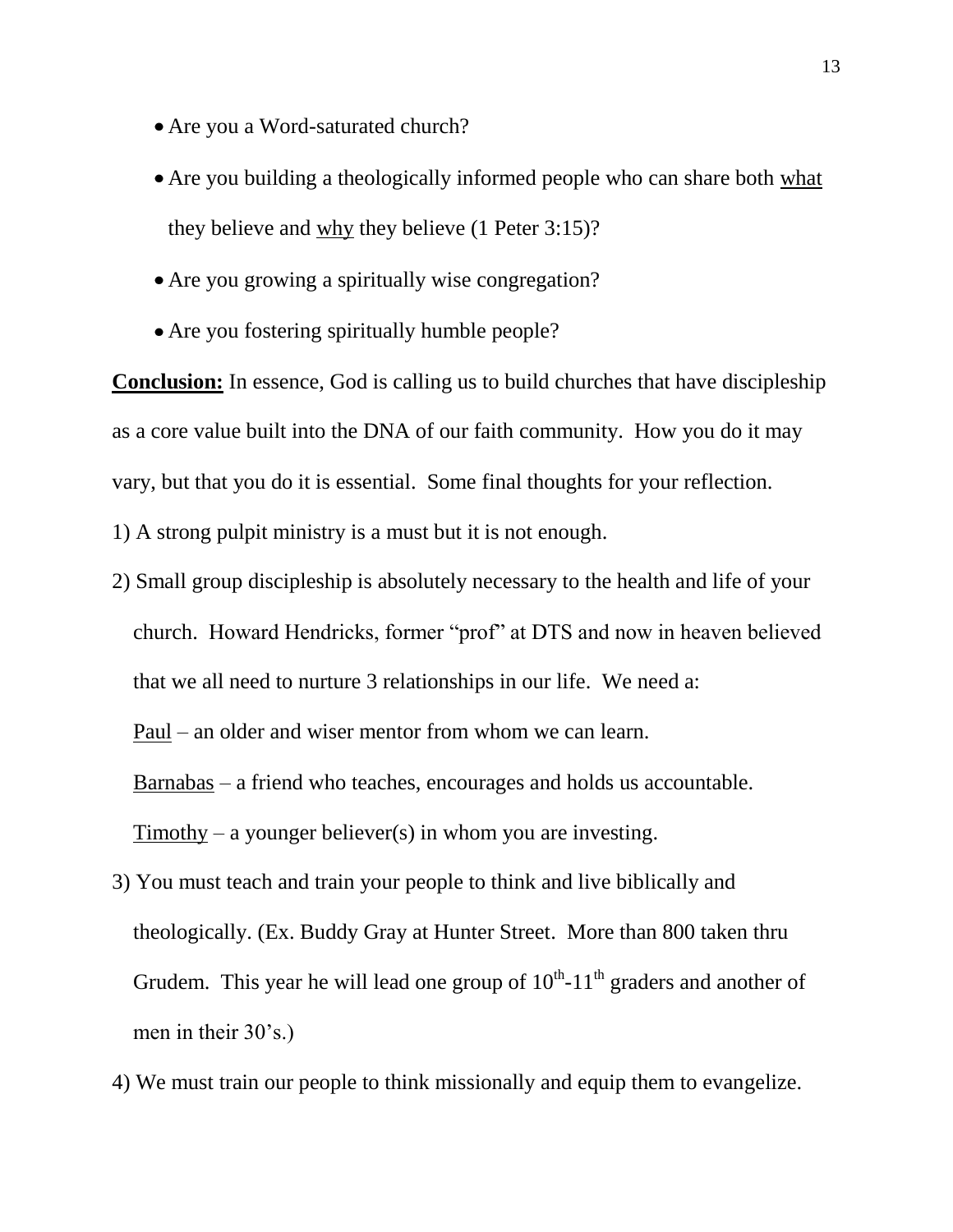- Are you a Word-saturated church?
- Are you building a theologically informed people who can share both <u>what</u> they believe and <u>why</u> they believe (1 Peter 3:15)?
- Are you growing a spiritually wise congregation?
- Are you fostering spiritually humble people?

**<u>Conclusion:</u>** In essence, God is calling us to build churches that have discipleship as a core value built into the DNA of our faith community. How you do it may vary, but that you do it is essential. Some final thoughts for your reflection.

1) A strong pulpit ministry is a must but it is not enough.

2) Small group discipleship is absolutely necessary to the health and life of your church. Howard Hendricks, former "prof" at DTS and now in heaven believed that we all need to nurture 3 relationships in our life. We need a:

   <u>Paul</u> – an older and wiser mentor from whom we can learn.

   <u>Barnabas</u> – a friend who teaches, encourages and holds us accountable.

   <u>Timothy</u> – a younger believer(s) in whom you are investing.

3) You must teach and train your people to think and live biblically and theologically. (Ex. Buddy Gray at Hunter Street. More than 800 taken thru Grudem. This year he will lead one group of 10th-11th graders and another of men in their 30's.)

4) We must train our people to think missionally and equip them to evangelize.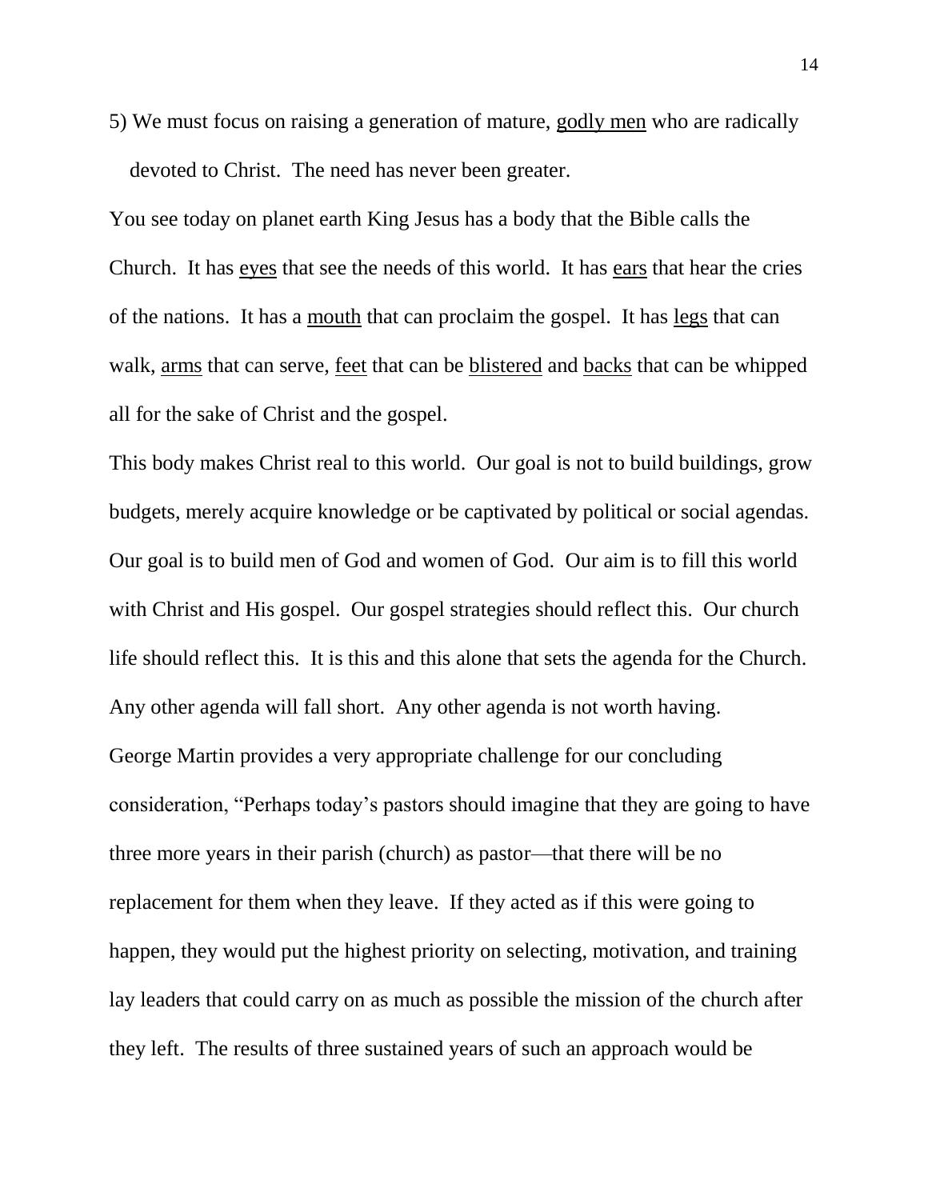5) We must focus on raising a generation of mature, <u>godly men</u> who are radically devoted to Christ. The need has never been greater.

You see today on planet earth King Jesus has a body that the Bible calls the Church. It has <u>eyes</u> that see the needs of this world. It has <u>ears</u> that hear the cries of the nations. It has a <u>mouth</u> that can proclaim the gospel. It has <u>legs</u> that can walk, <u>arms</u> that can serve, <u>feet</u> that can be <u>blistered</u> and <u>backs</u> that can be whipped all for the sake of Christ and the gospel.

This body makes Christ real to this world. Our goal is not to build buildings, grow budgets, merely acquire knowledge or be captivated by political or social agendas. Our goal is to build men of God and women of God. Our aim is to fill this world with Christ and His gospel. Our gospel strategies should reflect this. Our church life should reflect this. It is this and this alone that sets the agenda for the Church. Any other agenda will fall short. Any other agenda is not worth having.

George Martin provides a very appropriate challenge for our concluding consideration, "Perhaps today's pastors should imagine that they are going to have three more years in their parish (church) as pastor—that there will be no replacement for them when they leave. If they acted as if this were going to happen, they would put the highest priority on selecting, motivation, and training lay leaders that could carry on as much as possible the mission of the church after they left. The results of three sustained years of such an approach would be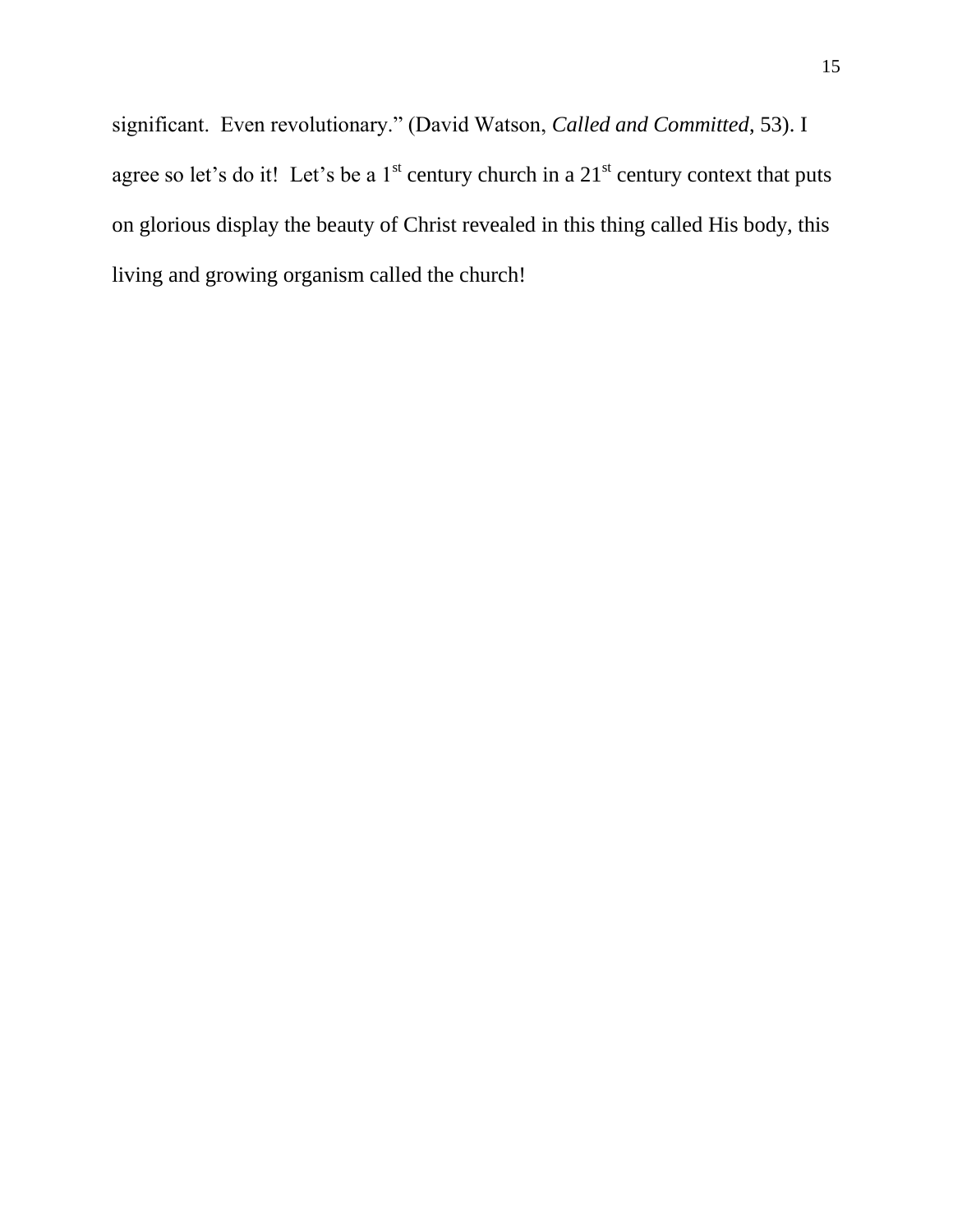significant. Even revolutionary." (David Watson, *Called and Committed*, 53). I agree so let's do it! Let's be a 1st century church in a 21st century context that puts on glorious display the beauty of Christ revealed in this thing called His body, this living and growing organism called the church!